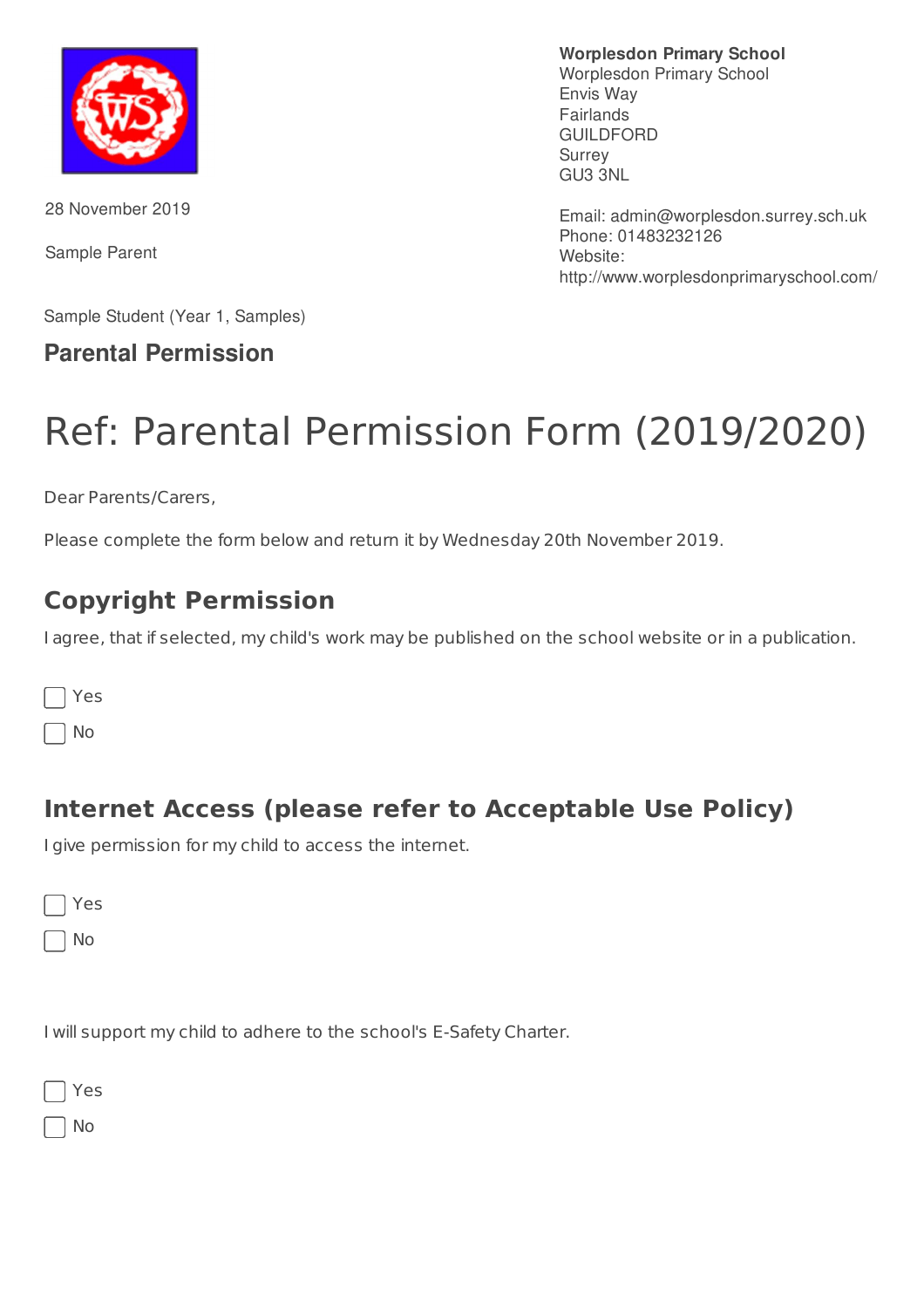**Worplesdon Primary School**
Worplesdon Primary School
Envis Way
Fairlands
GUILDFORD
Surrey
GU3 3NL

Email: admin@worplesdon.surrey.sch.uk
Phone: 01483232126
Website:
http://www.worplesdonprimaryschool.com/

28 November 2019

Sample Parent

Sample Student (Year 1, Samples)

**Parental Permission**

# Ref: Parental Permission Form (2019/2020)

Dear Parents/Carers,

Please complete the form below and return it by Wednesday 20th November 2019.

## Copyright Permission

I agree, that if selected, my child's work may be published on the school website or in a publication.

- ☐ Yes
- ☐ No

## Internet Access (please refer to Acceptable Use Policy)

I give permission for my child to access the internet.

- ☐ Yes
- ☐ No

I will support my child to adhere to the school's E-Safety Charter.

- ☐ Yes
- ☐ No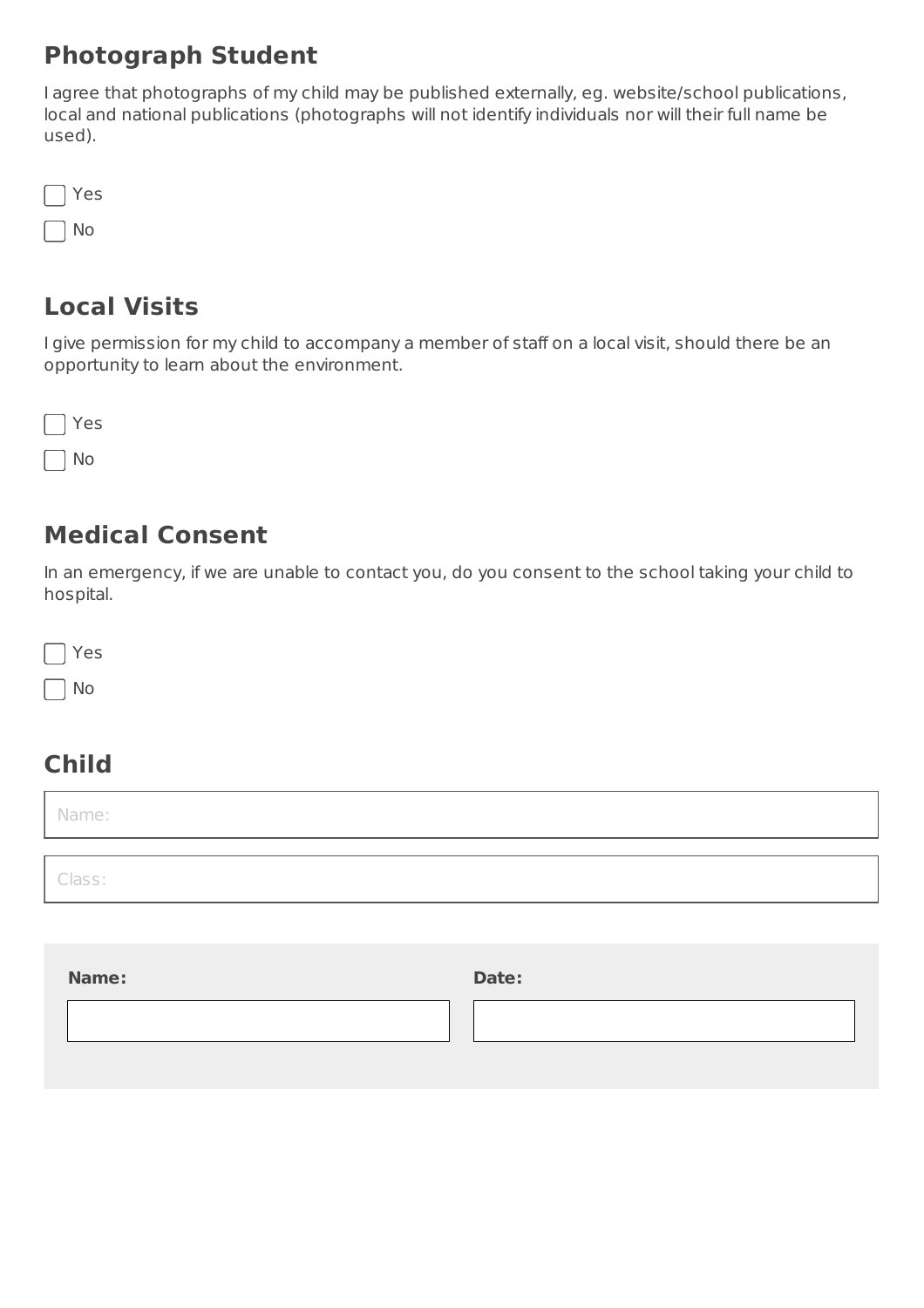## Photograph Student

I agree that photographs of my child may be published externally, eg. website/school publications, local and national publications (photographs will not identify individuals nor will their full name be used).

- [ ] Yes
- [ ] No

## Local Visits

I give permission for my child to accompany a member of staff on a local visit, should there be an opportunity to learn about the environment.

- [ ] Yes
- [ ] No

## Medical Consent

In an emergency, if we are unable to contact you, do you consent to the school taking your child to hospital.

- [ ] Yes
- [ ] No

## Child

Name:

Class:

**Name:**

**Date:**